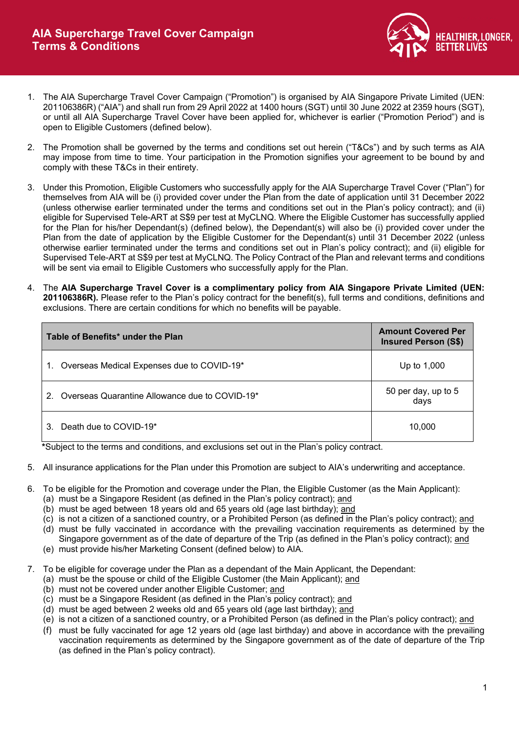# AIA Supercharge Travel Cover Campaign Terms & Conditions

1. The AIA Supercharge Travel Cover Campaign ("Promotion") is organised by AIA Singapore Private Limited (UEN: 201106386R) ("AIA") and shall run from 29 April 2022 at 1400 hours (SGT) until 30 June 2022 at 2359 hours (SGT), or until all AIA Supercharge Travel Cover have been applied for, whichever is earlier ("Promotion Period") and is open to Eligible Customers (defined below).

2. The Promotion shall be governed by the terms and conditions set out herein ("T&Cs") and by such terms as AIA may impose from time to time. Your participation in the Promotion signifies your agreement to be bound by and comply with these T&Cs in their entirety.

3. Under this Promotion, Eligible Customers who successfully apply for the AIA Supercharge Travel Cover ("Plan") for themselves from AIA will be (i) provided cover under the Plan from the date of application until 31 December 2022 (unless otherwise earlier terminated under the terms and conditions set out in the Plan's policy contract); and (ii) eligible for Supervised Tele-ART at S$9 per test at MyCLNQ. Where the Eligible Customer has successfully applied for the Plan for his/her Dependant(s) (defined below), the Dependant(s) will also be (i) provided cover under the Plan from the date of application by the Eligible Customer for the Dependant(s) until 31 December 2022 (unless otherwise earlier terminated under the terms and conditions set out in Plan's policy contract); and (ii) eligible for Supervised Tele-ART at S$9 per test at MyCLNQ. The Policy Contract of the Plan and relevant terms and conditions will be sent via email to Eligible Customers who successfully apply for the Plan.

4. The **AIA Supercharge Travel Cover is a complimentary policy from AIA Singapore Private Limited (UEN: 201106386R).** Please refer to the Plan's policy contract for the benefit(s), full terms and conditions, definitions and exclusions. There are certain conditions for which no benefits will be payable.

| Table of Benefits* under the Plan | Amount Covered Per Insured Person (S$) |
|---|---|
| 1. Overseas Medical Expenses due to COVID-19* | Up to 1,000 |
| 2. Overseas Quarantine Allowance due to COVID-19* | 50 per day, up to 5 days |
| 3. Death due to COVID-19* | 10,000 |

*Subject to the terms and conditions, and exclusions set out in the Plan's policy contract.

5. All insurance applications for the Plan under this Promotion are subject to AIA's underwriting and acceptance.

6. To be eligible for the Promotion and coverage under the Plan, the Eligible Customer (as the Main Applicant):
   (a) must be a Singapore Resident (as defined in the Plan's policy contract); and
   (b) must be aged between 18 years old and 65 years old (age last birthday); and
   (c) is not a citizen of a sanctioned country, or a Prohibited Person (as defined in the Plan's policy contract); and
   (d) must be fully vaccinated in accordance with the prevailing vaccination requirements as determined by the Singapore government as of the date of departure of the Trip (as defined in the Plan's policy contract); and
   (e) must provide his/her Marketing Consent (defined below) to AIA.

7. To be eligible for coverage under the Plan as a dependant of the Main Applicant, the Dependant:
   (a) must be the spouse or child of the Eligible Customer (the Main Applicant); and
   (b) must not be covered under another Eligible Customer; and
   (c) must be a Singapore Resident (as defined in the Plan's policy contract); and
   (d) must be aged between 2 weeks old and 65 years old (age last birthday); and
   (e) is not a citizen of a sanctioned country, or a Prohibited Person (as defined in the Plan's policy contract); and
   (f) must be fully vaccinated for age 12 years old (age last birthday) and above in accordance with the prevailing vaccination requirements as determined by the Singapore government as of the date of departure of the Trip (as defined in the Plan's policy contract).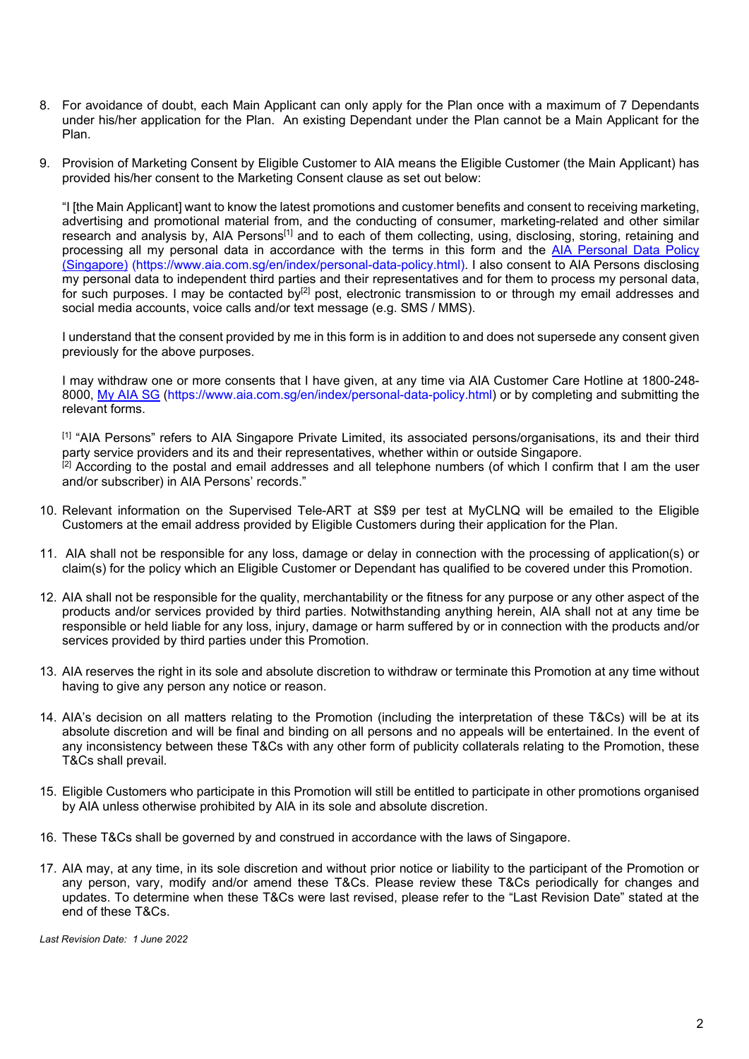8. For avoidance of doubt, each Main Applicant can only apply for the Plan once with a maximum of 7 Dependants under his/her application for the Plan. An existing Dependant under the Plan cannot be a Main Applicant for the Plan.

9. Provision of Marketing Consent by Eligible Customer to AIA means the Eligible Customer (the Main Applicant) has provided his/her consent to the Marketing Consent clause as set out below:

   "I [the Main Applicant] want to know the latest promotions and customer benefits and consent to receiving marketing, advertising and promotional material from, and the conducting of consumer, marketing-related and other similar research and analysis by, AIA Persons[1] and to each of them collecting, using, disclosing, storing, retaining and processing all my personal data in accordance with the terms in this form and the [AIA Personal Data Policy (Singapore)](https://www.aia.com.sg/en/index/personal-data-policy.html) (https://www.aia.com.sg/en/index/personal-data-policy.html). I also consent to AIA Persons disclosing my personal data to independent third parties and their representatives and for them to process my personal data, for such purposes. I may be contacted by[2] post, electronic transmission to or through my email addresses and social media accounts, voice calls and/or text message (e.g. SMS / MMS).

   I understand that the consent provided by me in this form is in addition to and does not supersede any consent given previously for the above purposes.

   I may withdraw one or more consents that I have given, at any time via AIA Customer Care Hotline at 1800-248-8000, [My AIA SG](https://www.aia.com.sg/en/index/personal-data-policy.html) (https://www.aia.com.sg/en/index/personal-data-policy.html) or by completing and submitting the relevant forms.

   [1] "AIA Persons" refers to AIA Singapore Private Limited, its associated persons/organisations, its and their third party service providers and its and their representatives, whether within or outside Singapore.
   [2] According to the postal and email addresses and all telephone numbers (of which I confirm that I am the user and/or subscriber) in AIA Persons' records."

10. Relevant information on the Supervised Tele-ART at S$9 per test at MyCLNQ will be emailed to the Eligible Customers at the email address provided by Eligible Customers during their application for the Plan.

11. AIA shall not be responsible for any loss, damage or delay in connection with the processing of application(s) or claim(s) for the policy which an Eligible Customer or Dependant has qualified to be covered under this Promotion.

12. AIA shall not be responsible for the quality, merchantability or the fitness for any purpose or any other aspect of the products and/or services provided by third parties. Notwithstanding anything herein, AIA shall not at any time be responsible or held liable for any loss, injury, damage or harm suffered by or in connection with the products and/or services provided by third parties under this Promotion.

13. AIA reserves the right in its sole and absolute discretion to withdraw or terminate this Promotion at any time without having to give any person any notice or reason.

14. AIA's decision on all matters relating to the Promotion (including the interpretation of these T&Cs) will be at its absolute discretion and will be final and binding on all persons and no appeals will be entertained. In the event of any inconsistency between these T&Cs with any other form of publicity collaterals relating to the Promotion, these T&Cs shall prevail.

15. Eligible Customers who participate in this Promotion will still be entitled to participate in other promotions organised by AIA unless otherwise prohibited by AIA in its sole and absolute discretion.

16. These T&Cs shall be governed by and construed in accordance with the laws of Singapore.

17. AIA may, at any time, in its sole discretion and without prior notice or liability to the participant of the Promotion or any person, vary, modify and/or amend these T&Cs. Please review these T&Cs periodically for changes and updates. To determine when these T&Cs were last revised, please refer to the "Last Revision Date" stated at the end of these T&Cs.

*Last Revision Date: 1 June 2022*